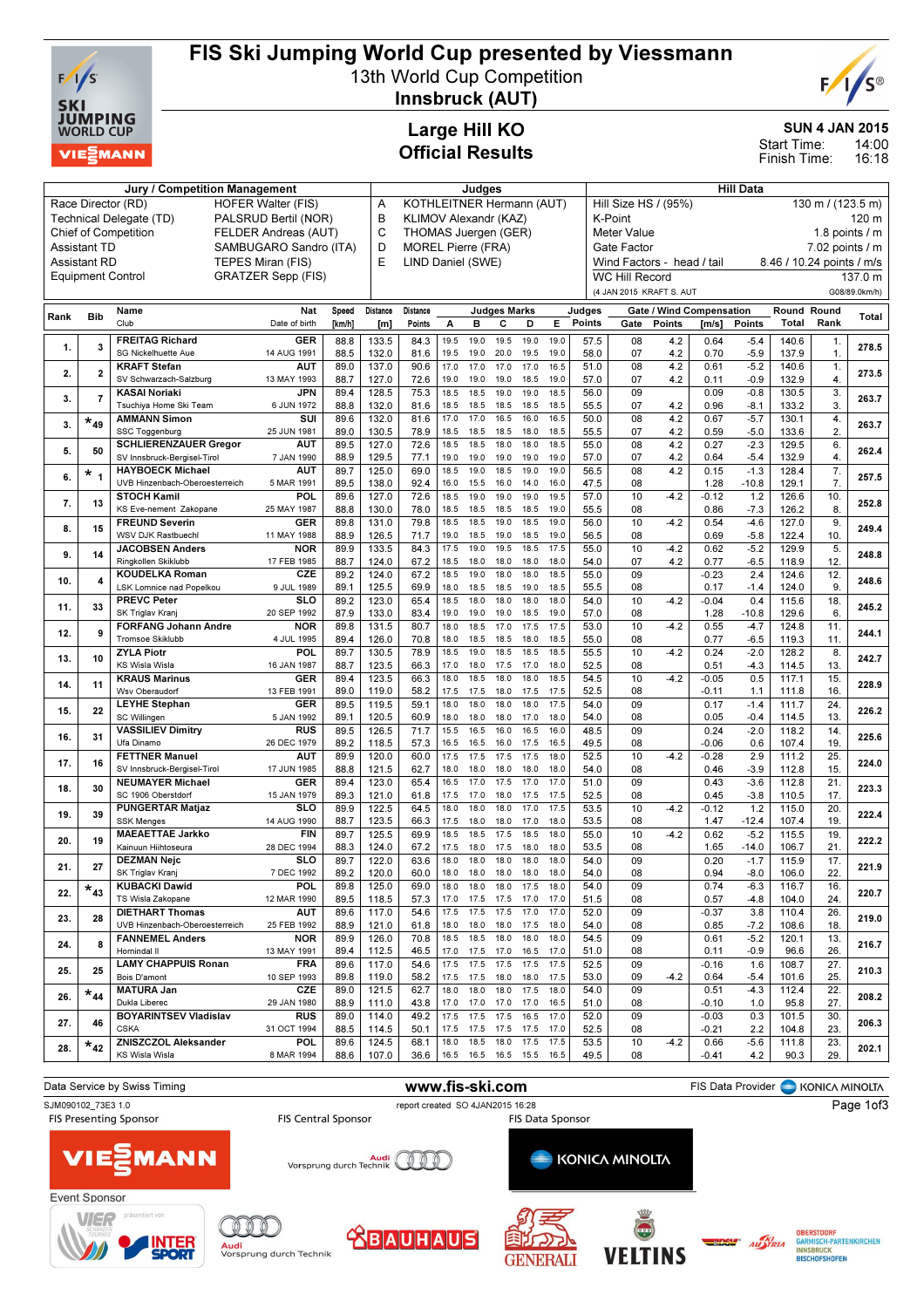# FIS Ski Jumping World Cup presented by Viessmann

## 13th World Cup Competition
## Innsbruck (AUT)

### Large Hill KO
### Official Results

**SUN 4 JAN 2015**
Start Time: 14:00
Finish Time: 16:18

| Jury / Competition Management | | Judges | | Hill Data | |
|---|---|---|---|---|---|
| Race Director (RD) | HOFER Walter (FIS) | A | KOTHLEITNER Hermann (AUT) | Hill Size HS / (95%) | 130 m / (123.5 m) |
| Technical Delegate (TD) | PALSRUD Bertil (NOR) | B | KLIMOV Alexandr (KAZ) | K-Point | 120 m |
| Chief of Competition | FELDER Andreas (AUT) | C | THOMAS Juergen (GER) | Meter Value | 1.8 points / m |
| Assistant TD | SAMBUGARO Sandro (ITA) | D | MOREL Pierre (FRA) | Gate Factor | 7.02 points / m |
| Assistant RD | TEPES Miran (FIS) | E | LIND Daniel (SWE) | Wind Factors - head / tail | 8.46 / 10.24 points / m/s |
| Equipment Control | GRATZER Sepp (FIS) | | | WC Hill Record | 137.0 m |
| | | | | (4 JAN 2015 KRAFT S. AUT | G08/89.0km/h) |

| Rank | Bib | Name / Club | Nat / Date of birth | Speed [km/h] | Distance [m] | Distance Points | A | B | C | D | E | Judges Points | Gate | Gate Points | Wind [m/s] | Wind Points | Round Total | Round Rank | Total |
|---|---|---|---|---|---|---|---|---|---|---|---|---|---|---|---|---|---|---|---|
| 1. | 3 | FREITAG Richard | GER | 88.8 | 133.5 | 84.3 | 19.5 | 19.0 | 19.5 | 19.0 | 19.0 | 57.5 | 08 | 4.2 | 0.64 | -5.4 | 140.6 | 1. | 278.5 |
| | | SG Nickelhuette Aue | 14 AUG 1991 | 88.5 | 132.0 | 81.6 | 19.5 | 19.0 | 20.0 | 19.5 | 19.0 | 58.0 | 07 | 4.2 | 0.70 | -5.9 | 137.9 | 1. | |
| 2. | 2 | KRAFT Stefan | AUT | 89.0 | 137.0 | 90.6 | 17.0 | 17.0 | 17.0 | 17.0 | 16.5 | 51.0 | 08 | 4.2 | 0.61 | -5.2 | 140.6 | 1. | 273.5 |
| | | SV Schwarzach-Salzburg | 13 MAY 1993 | 88.7 | 127.0 | 72.6 | 19.0 | 19.0 | 19.0 | 18.5 | 19.0 | 57.0 | 07 | 4.2 | 0.11 | -0.9 | 132.9 | 4. | |
| 3. | 7 | KASAI Noriaki | JPN | 89.4 | 128.5 | 75.3 | 18.5 | 18.5 | 19.0 | 19.0 | 18.5 | 56.0 | 09 | | 0.09 | -0.8 | 130.5 | 3. | 263.7 |
| | | Tsuchiya Home Ski Team | 6 JUN 1972 | 88.8 | 132.0 | 81.6 | 18.5 | 18.5 | 18.5 | 18.5 | 18.5 | 55.5 | 07 | 4.2 | 0.96 | -8.1 | 133.2 | 3. | |
| 3. | *49 | AMMANN Simon | SUI | 89.6 | 132.0 | 81.6 | 17.0 | 17.0 | 16.5 | 16.0 | 16.5 | 50.0 | 08 | 4.2 | 0.67 | -5.7 | 130.1 | 4. | 263.7 |
| | | SSC Toggenburg | 25 JUN 1981 | 89.0 | 130.5 | 78.9 | 18.5 | 18.5 | 18.5 | 18.5 | 18.5 | 55.5 | 07 | 4.2 | 0.59 | -5.0 | 133.6 | 2. | |
| 5. | 50 | SCHLIERENZAUER Gregor | AUT | 89.5 | 127.0 | 72.6 | 18.5 | 18.5 | 18.0 | 18.0 | 18.5 | 55.0 | 08 | 4.2 | 0.27 | -2.3 | 129.5 | 6. | 262.4 |
| | | SV Innsbruck-Bergisel-Tirol | 7 JAN 1990 | 88.9 | 129.5 | 77.1 | 19.0 | 19.0 | 19.0 | 19.0 | 19.0 | 57.0 | 07 | 4.2 | 0.64 | -5.4 | 132.9 | 4. | |
| 6. | * 1 | HAYBOECK Michael | AUT | 89.7 | 125.0 | 69.0 | 18.5 | 19.0 | 18.5 | 19.0 | 19.0 | 56.5 | 08 | 4.2 | 0.15 | -1.3 | 128.4 | 7. | 257.5 |
| | | UVB Hinzenbach-Oberoesterreich | 5 MAR 1991 | 89.5 | 138.0 | 92.4 | 16.0 | 15.5 | 16.0 | 14.0 | 16.0 | 47.5 | 08 | | 1.28 | -10.8 | 129.1 | 7. | |
| 7. | 13 | STOCH Kamil | POL | 89.6 | 127.0 | 72.6 | 18.5 | 19.0 | 19.0 | 19.0 | 19.5 | 57.0 | 10 | -4.2 | -0.12 | 1.2 | 126.6 | 10. | 252.8 |
| | | KS Eve-nement Zakopane | 25 MAY 1987 | 88.8 | 130.0 | 78.0 | 18.5 | 18.5 | 18.5 | 18.5 | 18.5 | 55.5 | 08 | | 0.86 | -7.3 | 126.2 | 8. | |
| 8. | 15 | FREUND Severin | GER | 89.8 | 131.0 | 79.8 | 18.5 | 18.5 | 19.0 | 18.5 | 19.0 | 56.0 | 10 | -4.2 | 0.54 | -4.6 | 127.0 | 9. | 249.4 |
| | | WSV DJK Rastbuechl | 11 MAY 1988 | 88.9 | 126.5 | 71.7 | 19.0 | 18.5 | 19.0 | 18.5 | 19.0 | 56.5 | 08 | | 0.69 | -5.8 | 122.4 | 10. | |
| 9. | 14 | JACOBSEN Anders | NOR | 89.9 | 133.5 | 84.3 | 17.5 | 19.0 | 19.5 | 18.5 | 17.5 | 55.0 | 10 | -4.2 | 0.62 | -5.2 | 129.9 | 5. | 248.8 |
| | | Ringkollen Skiklubb | 17 FEB 1985 | 88.7 | 124.0 | 67.2 | 18.5 | 18.0 | 18.0 | 18.0 | 18.0 | 54.0 | 07 | 4.2 | 0.77 | -6.5 | 118.9 | 12. | |
| 10. | 4 | KOUDELKA Roman | CZE | 89.2 | 124.0 | 67.2 | 18.5 | 19.0 | 18.0 | 18.0 | 18.5 | 55.0 | 09 | | -0.23 | 2.4 | 124.6 | 12. | 248.6 |
| | | LSK Lomnice nad Popelkou | 9 JUL 1989 | 89.1 | 125.5 | 69.9 | 18.0 | 18.5 | 18.5 | 19.0 | 18.5 | 55.5 | 08 | | 0.17 | -1.4 | 124.0 | 9. | |
| 11. | 33 | PREVC Peter | SLO | 89.2 | 123.0 | 65.4 | 18.5 | 18.0 | 18.0 | 18.0 | 18.0 | 54.0 | 10 | -4.2 | -0.04 | 0.4 | 115.6 | 18. | 245.2 |
| | | SK Triglav Kranj | 20 SEP 1992 | 87.9 | 133.0 | 83.4 | 19.0 | 19.0 | 19.0 | 18.5 | 19.0 | 57.0 | 08 | | 1.28 | -10.8 | 129.6 | 6. | |
| 12. | 9 | FORFANG Johann Andre | NOR | 89.8 | 131.5 | 80.7 | 18.0 | 18.5 | 17.0 | 17.5 | 17.5 | 53.0 | 10 | -4.2 | 0.55 | -4.7 | 124.8 | 11. | 244.1 |
| | | Tromsoe Skiklubb | 4 JUL 1995 | 89.4 | 126.0 | 70.8 | 18.0 | 18.5 | 18.5 | 18.0 | 18.5 | 55.0 | 08 | | 0.77 | -6.5 | 119.3 | 11. | |
| 13. | 10 | ZYLA Piotr | POL | 89.7 | 130.5 | 78.9 | 18.5 | 19.0 | 18.5 | 18.5 | 18.5 | 55.5 | 10 | -4.2 | 0.24 | -2.0 | 128.2 | 8. | 242.7 |
| | | KS Wisla Wisla | 16 JAN 1987 | 88.7 | 123.5 | 66.3 | 17.0 | 18.0 | 17.5 | 17.0 | 18.0 | 52.5 | 08 | | 0.51 | -4.3 | 114.5 | 13. | |
| 14. | 11 | KRAUS Marinus | GER | 89.4 | 123.5 | 66.3 | 18.0 | 18.5 | 18.0 | 18.0 | 18.5 | 54.5 | 10 | -4.2 | -0.05 | 0.5 | 117.1 | 15. | 228.9 |
| | | Wsv Oberaudorf | 13 FEB 1991 | 89.0 | 119.0 | 58.2 | 17.5 | 17.5 | 18.0 | 17.5 | 17.5 | 52.5 | 08 | | -0.11 | 1.1 | 111.8 | 16. | |
| 15. | 22 | LEYHE Stephan | GER | 89.5 | 119.5 | 59.1 | 18.0 | 18.0 | 18.0 | 18.0 | 17.5 | 54.0 | 09 | | 0.17 | -1.4 | 111.7 | 24. | 226.2 |
| | | SC Willingen | 5 JAN 1992 | 89.1 | 120.5 | 60.9 | 18.0 | 18.0 | 17.5 | 17.0 | 18.0 | 54.0 | 08 | | 0.05 | -0.4 | 114.5 | 13. | |
| 16. | 31 | VASSILIEV Dimitry | RUS | 89.5 | 126.5 | 71.7 | 15.5 | 16.5 | 16.0 | 16.5 | 16.0 | 48.5 | 09 | | 0.24 | -2.0 | 118.2 | 14. | 225.6 |
| | | Ufa Dinamo | 26 DEC 1979 | 89.2 | 118.5 | 57.3 | 16.5 | 16.5 | 16.0 | 17.5 | 16.5 | 49.5 | 08 | | -0.06 | 0.6 | 107.4 | 19. | |
| 17. | 16 | FETTNER Manuel | AUT | 89.9 | 120.0 | 60.0 | 17.5 | 17.5 | 17.5 | 17.5 | 18.0 | 52.5 | 10 | -4.2 | -0.28 | 2.9 | 111.2 | 25. | 224.0 |
| | | SV Innsbruck-Bergisel-Tirol | 17 JUN 1985 | 88.8 | 121.5 | 62.7 | 18.0 | 18.0 | 18.0 | 18.0 | 18.0 | 54.0 | 08 | | 0.46 | -3.9 | 112.8 | 15. | |
| 18. | 30 | NEUMAYER Michael | GER | 89.4 | 123.0 | 65.4 | 16.5 | 17.0 | 17.5 | 17.0 | 17.0 | 51.0 | 09 | | 0.43 | -3.6 | 112.8 | 21. | 223.3 |
| | | SC 1906 Oberstdorf | 15 JAN 1979 | 89.3 | 121.0 | 61.8 | 17.5 | 17.0 | 18.0 | 17.5 | 17.5 | 52.5 | 08 | | 0.45 | -3.8 | 110.5 | 17. | |
| 19. | 39 | PUNGERTAR Matjaz | SLO | 89.9 | 122.5 | 64.5 | 18.0 | 18.0 | 18.0 | 17.0 | 17.5 | 53.5 | 10 | -4.2 | -0.12 | 1.2 | 115.0 | 20. | 222.4 |
| | | SSK Menges | 14 AUG 1990 | 88.7 | 123.5 | 66.3 | 17.5 | 18.0 | 18.0 | 17.5 | 18.0 | 53.5 | 08 | | 1.47 | -12.4 | 107.4 | 19. | |
| 20. | 19 | MAEAETTAE Jarkko | FIN | 89.7 | 125.5 | 69.9 | 18.5 | 18.5 | 17.5 | 18.5 | 18.0 | 55.0 | 10 | -4.2 | 0.62 | -5.2 | 115.5 | 19. | 222.2 |
| | | Kainuun Hiihtoseura | 28 DEC 1994 | 88.3 | 124.0 | 67.2 | 17.5 | 18.0 | 17.5 | 18.0 | 18.0 | 53.5 | 08 | | 1.65 | -14.0 | 106.7 | 21. | |
| 21. | 27 | DEZMAN Nejc | SLO | 89.7 | 122.0 | 63.6 | 18.0 | 18.0 | 18.0 | 18.0 | 18.0 | 54.0 | 09 | | 0.20 | -1.7 | 115.9 | 17. | 221.9 |
| | | SK Triglav Kranj | 7 DEC 1992 | 89.2 | 120.0 | 60.0 | 18.0 | 18.0 | 18.0 | 18.0 | 18.0 | 54.0 | 08 | | 0.94 | -8.0 | 106.0 | 22. | |
| 22. | *43 | KUBACKI Dawid | POL | 89.8 | 125.0 | 69.0 | 18.0 | 18.0 | 17.5 | 17.5 | 18.0 | 54.0 | 09 | | 0.74 | -6.3 | 116.7 | 16. | 220.7 |
| | | TS Wisla Zakopane | 12 MAR 1990 | 89.5 | 118.5 | 57.3 | 17.0 | 17.5 | 17.5 | 17.0 | 17.0 | 51.5 | 08 | | 0.57 | -4.8 | 104.0 | 24. | |
| 23. | 28 | DIETHART Thomas | AUT | 89.6 | 117.0 | 54.6 | 17.5 | 17.5 | 17.5 | 17.0 | 17.0 | 52.0 | 09 | | -0.37 | 3.8 | 110.4 | 26. | 219.0 |
| | | UVB Hinzenbach-Oberoesterreich | 25 FEB 1992 | 88.9 | 121.0 | 61.8 | 18.0 | 18.0 | 18.0 | 17.5 | 18.0 | 54.0 | 08 | | 0.85 | -7.2 | 108.6 | 18. | |
| 24. | 8 | FANNEMEL Anders | NOR | 89.9 | 126.0 | 70.8 | 18.5 | 18.5 | 18.0 | 18.0 | 18.0 | 54.5 | 09 | | 0.61 | -5.2 | 120.1 | 13. | 216.7 |
| | | Hornindal Il | 13 MAY 1991 | 89.4 | 112.5 | 46.5 | 17.0 | 17.5 | 17.0 | 16.5 | 17.0 | 51.0 | 08 | | 0.11 | -0.9 | 96.6 | 26. | |
| 25. | 25 | LAMY CHAPPUIS Ronan | FRA | 89.6 | 117.0 | 54.6 | 17.5 | 17.5 | 17.5 | 17.5 | 17.5 | 52.5 | 09 | | -0.16 | 1.6 | 108.7 | 27. | 210.3 |
| | | Bois D'amont | 10 SEP 1993 | 89.8 | 119.0 | 58.2 | 17.5 | 17.5 | 18.0 | 18.0 | 17.5 | 53.0 | 09 | -4.2 | 0.64 | -5.4 | 101.6 | 25. | |
| 26. | *44 | MATURA Jan | CZE | 89.0 | 121.5 | 62.7 | 18.0 | 18.0 | 18.0 | 17.5 | 18.0 | 54.0 | 09 | | 0.51 | -4.3 | 112.4 | 22. | 208.2 |
| | | Dukla Liberec | 29 JAN 1980 | 88.9 | 111.0 | 43.8 | 17.0 | 17.0 | 17.0 | 17.0 | 16.5 | 51.0 | 08 | | -0.10 | 1.0 | 95.8 | 27. | |
| 27. | 46 | BOYARINTSEV Vladislav | RUS | 89.0 | 114.0 | 49.2 | 17.5 | 17.5 | 17.5 | 16.5 | 17.0 | 52.0 | 09 | | -0.03 | 0.3 | 101.5 | 30. | 206.3 |
| | | CSKA | 31 OCT 1994 | 88.5 | 114.5 | 50.1 | 17.5 | 17.5 | 17.5 | 17.5 | 17.0 | 52.5 | 08 | | -0.21 | 2.2 | 104.8 | 23. | |
| 28. | *42 | ZNISZCZOL Aleksander | POL | 89.6 | 124.5 | 68.1 | 18.0 | 18.5 | 18.0 | 17.5 | 17.5 | 53.5 | 10 | -4.2 | 0.66 | -5.6 | 111.8 | 23. | 202.1 |
| | | KS Wisla Wisla | 8 MAR 1994 | 88.6 | 107.0 | 36.6 | 16.5 | 16.5 | 16.5 | 15.5 | 16.5 | 49.5 | 08 | | -0.41 | 4.2 | 90.3 | 29. | |

Data Service by Swiss Timing | www.fis-ski.com | FIS Data Provider KONICA MINOLTA

SJM090102_73E3 1.0 | report created SO 4JAN2015 16:28

FIS Presenting Sponsor | FIS Central Sponsor | FIS Data Sponsor

Event Sponsor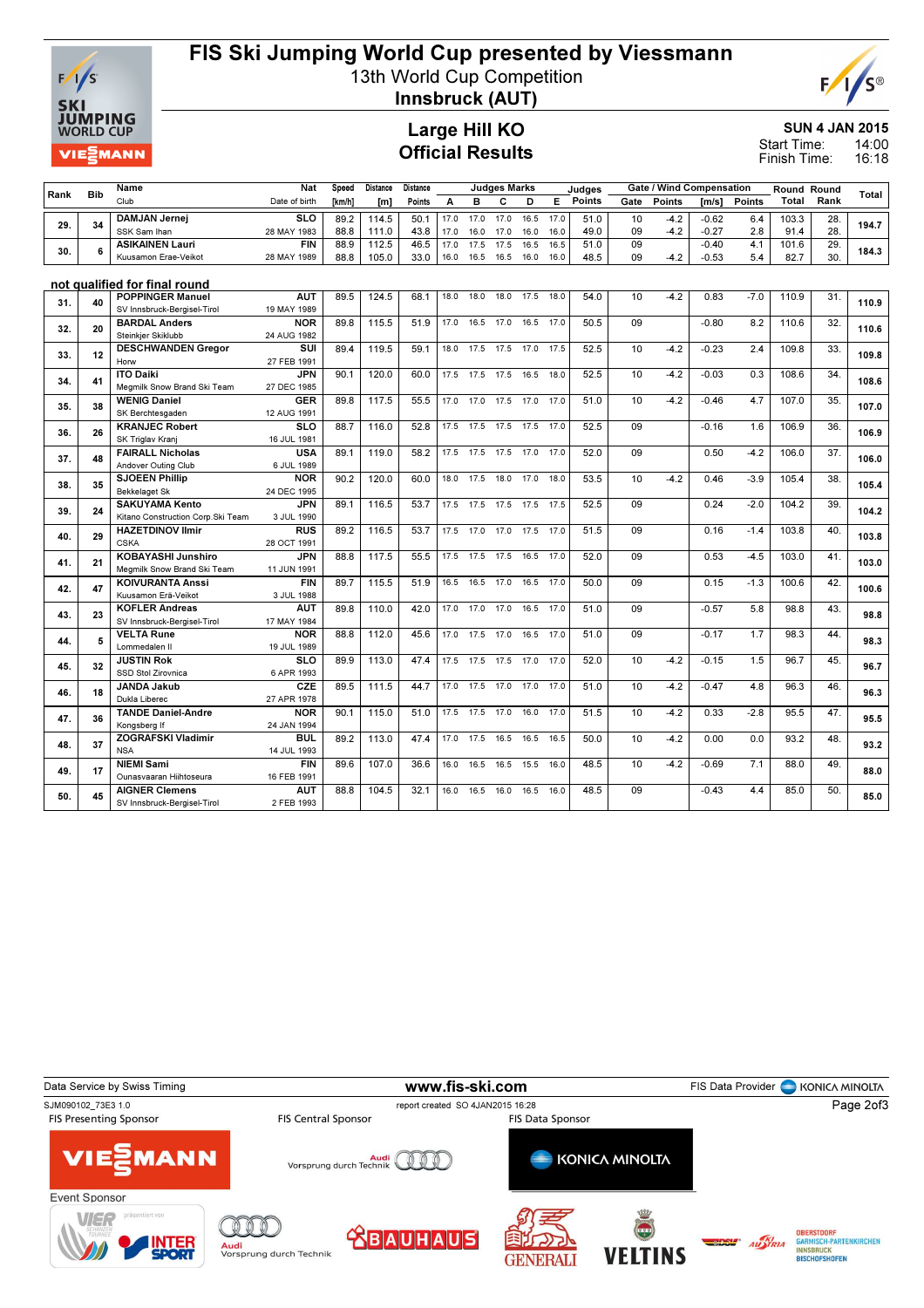# FIS Ski Jumping World Cup presented by Viessmann

13th World Cup Competition

**Innsbruck (AUT)**

## Large Hill KO
## Official Results

SUN 4 JAN 2015
Start Time: 14:00
Finish Time: 16:18

| Rank | Bib | Name / Club | Nat / Date of birth | Speed [km/h] | Distance [m] | Distance Points | Judges A | B | C | D | E | Judges Points | Gate | Gate Points | Wind [m/s] | Wind Points | Round Total | Round Rank | Total |
|---|---|---|---|---|---|---|---|---|---|---|---|---|---|---|---|---|---|---|---|
| 29. | 34 | DAMJAN Jernej / SSK Sam Ihan | SLO / 28 MAY 1983 | 89.2 | 114.5 | 50.1 | 17.0 | 17.0 | 17.0 | 16.5 | 17.0 | 51.0 | 10 | -4.2 | -0.62 | 6.4 | 103.3 | 28. | 194.7 |
| | | | | 88.8 | 111.0 | 43.8 | 17.0 | 16.0 | 17.0 | 16.0 | 16.0 | 49.0 | 09 | -4.2 | -0.27 | 2.8 | 91.4 | 28. | |
| 30. | 6 | ASIKAINEN Lauri / Kuusamon Erae-Veikot | FIN / 28 MAY 1989 | 88.9 | 112.5 | 46.5 | 17.0 | 17.5 | 17.5 | 16.5 | 16.5 | 51.0 | 09 | | -0.40 | 4.1 | 101.6 | 29. | 184.3 |
| | | | | 88.8 | 105.0 | 33.0 | 16.0 | 16.5 | 16.5 | 16.0 | 16.0 | 48.5 | 09 | -4.2 | -0.53 | 5.4 | 82.7 | 30. | |

### not qualified for final round

| Rank | Bib | Name / Club | Nat / Date of birth | Speed [km/h] | Distance [m] | Distance Points | Judges A | B | C | D | E | Judges Points | Gate | Gate Points | Wind [m/s] | Wind Points | Round Total | Round Rank | Total |
|---|---|---|---|---|---|---|---|---|---|---|---|---|---|---|---|---|---|---|---|
| 31. | 40 | POPPINGER Manuel / SV Innsbruck-Bergisel-Tirol | AUT / 19 MAY 1989 | 89.5 | 124.5 | 68.1 | 18.0 | 18.0 | 18.0 | 17.5 | 18.0 | 54.0 | 10 | -4.2 | 0.83 | -7.0 | 110.9 | 31. | 110.9 |
| 32. | 20 | BARDAL Anders / Steinkjer Skiklubb | NOR / 24 AUG 1982 | 89.8 | 115.5 | 51.9 | 17.0 | 16.5 | 17.0 | 16.5 | 17.0 | 50.5 | 09 | | -0.80 | 8.2 | 110.6 | 32. | 110.6 |
| 33. | 12 | DESCHWANDEN Gregor / Horw | SUI / 27 FEB 1991 | 89.4 | 119.5 | 59.1 | 18.0 | 17.5 | 17.5 | 17.0 | 17.5 | 52.5 | 10 | -4.2 | -0.23 | 2.4 | 109.8 | 33. | 109.8 |
| 34. | 41 | ITO Daiki / Megmilk Snow Brand Ski Team | JPN / 27 DEC 1985 | 90.1 | 120.0 | 60.0 | 17.5 | 17.5 | 17.5 | 16.5 | 18.0 | 52.5 | 10 | -4.2 | -0.03 | 0.3 | 108.6 | 34. | 108.6 |
| 35. | 38 | WENIG Daniel / SK Berchtesgaden | GER / 12 AUG 1991 | 89.8 | 117.5 | 55.5 | 17.0 | 17.0 | 17.5 | 17.0 | 17.0 | 51.0 | 10 | -4.2 | -0.46 | 4.7 | 107.0 | 35. | 107.0 |
| 36. | 26 | KRANJEC Robert / SK Triglav Kranj | SLO / 16 JUL 1981 | 88.7 | 116.0 | 52.8 | 17.5 | 17.5 | 17.5 | 17.5 | 17.0 | 52.5 | 09 | | -0.16 | 1.6 | 106.9 | 36. | 106.9 |
| 37. | 48 | FAIRALL Nicholas / Andover Outing Club | USA / 6 JUL 1989 | 89.1 | 119.0 | 58.2 | 17.5 | 17.5 | 17.5 | 17.0 | 17.0 | 52.0 | 09 | | 0.50 | -4.2 | 106.0 | 37. | 106.0 |
| 38. | 35 | SJOEEN Phillip / Bekkelaget Sk | NOR / 24 DEC 1995 | 90.2 | 120.0 | 60.0 | 18.0 | 17.5 | 18.0 | 17.0 | 18.0 | 53.5 | 10 | -4.2 | 0.46 | -3.9 | 105.4 | 38. | 105.4 |
| 39. | 24 | SAKUYAMA Kento / Kitano Construction Corp.Ski Team | JPN / 3 JUL 1990 | 89.1 | 116.5 | 53.7 | 17.5 | 17.5 | 17.5 | 17.5 | 17.5 | 52.5 | 09 | | 0.24 | -2.0 | 104.2 | 39. | 104.2 |
| 40. | 29 | HAZETDINOV Ilmir / CSKA | RUS / 28 OCT 1991 | 89.2 | 116.5 | 53.7 | 17.5 | 17.0 | 17.0 | 17.5 | 17.0 | 51.5 | 09 | | 0.16 | -1.4 | 103.8 | 40. | 103.8 |
| 41. | 21 | KOBAYASHI Junshiro / Megmilk Snow Brand Ski Team | JPN / 11 JUN 1991 | 88.8 | 117.5 | 55.5 | 17.5 | 17.5 | 17.5 | 16.5 | 17.0 | 52.0 | 09 | | 0.53 | -4.5 | 103.0 | 41. | 103.0 |
| 42. | 47 | KOIVURANTA Anssi / Kuusamon Erä-Veikot | FIN / 3 JUL 1988 | 89.7 | 115.5 | 51.9 | 16.5 | 16.5 | 17.0 | 16.5 | 17.0 | 50.0 | 09 | | 0.15 | -1.3 | 100.6 | 42. | 100.6 |
| 43. | 23 | KOFLER Andreas / SV Innsbruck-Bergisel-Tirol | AUT / 17 MAY 1984 | 89.8 | 110.0 | 42.0 | 17.0 | 17.0 | 17.0 | 16.5 | 17.0 | 51.0 | 09 | | -0.57 | 5.8 | 98.8 | 43. | 98.8 |
| 44. | 5 | VELTA Rune / Lommedalen Il | NOR / 19 JUL 1989 | 88.8 | 112.0 | 45.6 | 17.0 | 17.5 | 17.0 | 16.5 | 17.0 | 51.0 | 09 | | -0.17 | 1.7 | 98.3 | 44. | 98.3 |
| 45. | 32 | JUSTIN Rok / SSD Stol Zirovnica | SLO / 6 APR 1993 | 89.9 | 113.0 | 47.4 | 17.5 | 17.5 | 17.5 | 17.0 | 17.0 | 52.0 | 10 | -4.2 | -0.15 | 1.5 | 96.7 | 45. | 96.7 |
| 46. | 18 | JANDA Jakub / Dukla Liberec | CZE / 27 APR 1978 | 89.5 | 111.5 | 44.7 | 17.0 | 17.5 | 17.0 | 17.0 | 17.0 | 51.0 | 10 | -4.2 | -0.47 | 4.8 | 96.3 | 46. | 96.3 |
| 47. | 36 | TANDE Daniel-Andre / Kongsberg If | NOR / 24 JAN 1994 | 90.1 | 115.0 | 51.0 | 17.5 | 17.5 | 17.0 | 16.0 | 17.0 | 51.5 | 10 | -4.2 | 0.33 | -2.8 | 95.5 | 47. | 95.5 |
| 48. | 37 | ZOGRAFSKI Vladimir / NSA | BUL / 14 JUL 1993 | 89.2 | 113.0 | 47.4 | 17.0 | 17.5 | 16.5 | 16.5 | 16.5 | 50.0 | 10 | -4.2 | 0.00 | 0.0 | 93.2 | 48. | 93.2 |
| 49. | 17 | NIEMI Sami / Ounasvaaran Hiihtoseura | FIN / 16 FEB 1991 | 89.6 | 107.0 | 36.6 | 16.0 | 16.5 | 16.5 | 15.5 | 16.0 | 48.5 | 10 | -4.2 | -0.69 | 7.1 | 88.0 | 49. | 88.0 |
| 50. | 45 | AIGNER Clemens / SV Innsbruck-Bergisel-Tirol | AUT / 2 FEB 1993 | 88.8 | 104.5 | 32.1 | 16.0 | 16.5 | 16.0 | 16.5 | 16.0 | 48.5 | 09 | | -0.43 | 4.4 | 85.0 | 50. | 85.0 |

Data Service by Swiss Timing — www.fis-ski.com — FIS Data Provider KONICA MINOLTA

SJM090102_73E3 1.0 — report created SO 4JAN2015 16:28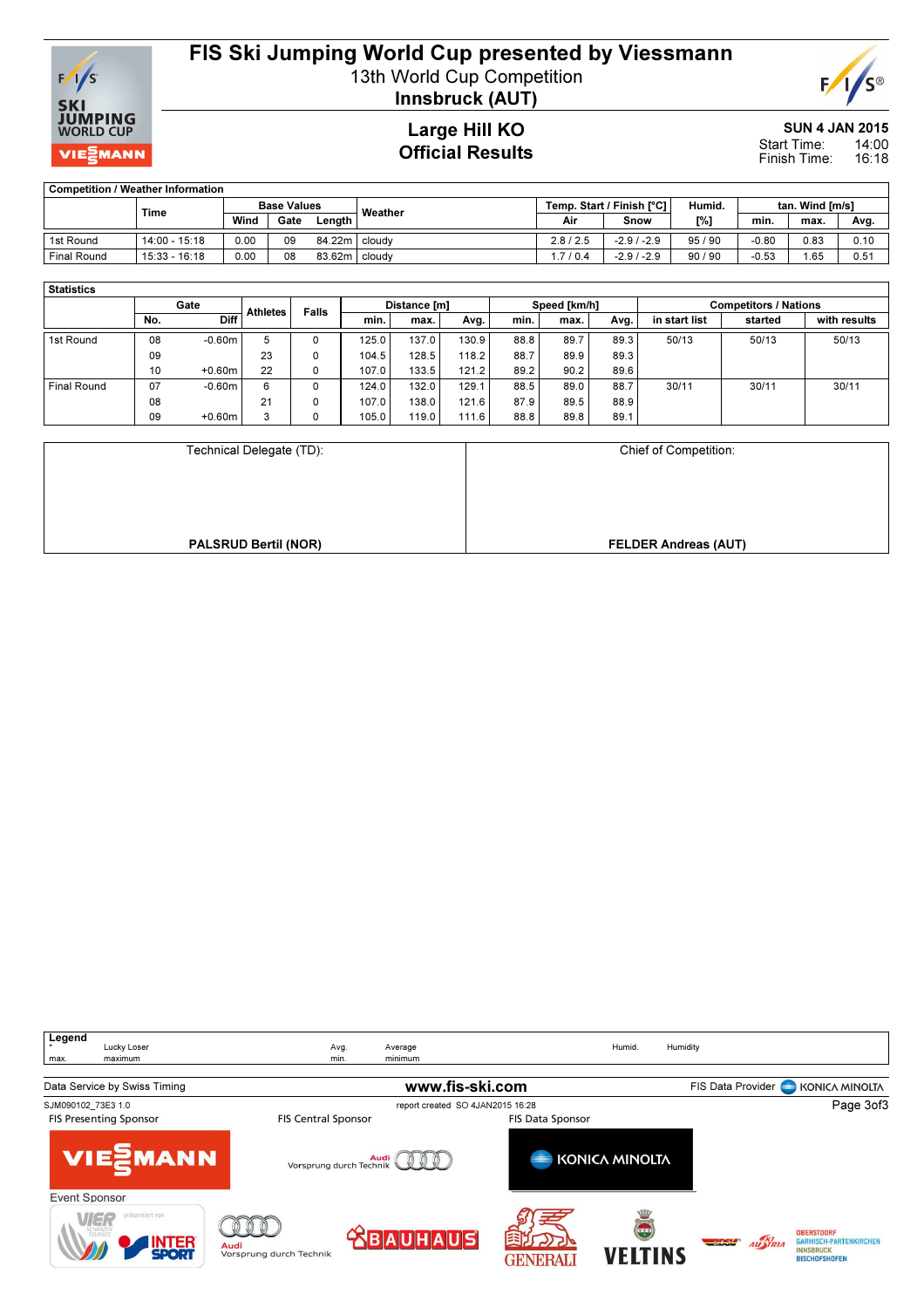# FIS Ski Jumping World Cup presented by Viessmann

13th World Cup Competition

**Innsbruck (AUT)**

## Large Hill KO
## Official Results

**SUN 4 JAN 2015**
Start Time: 14:00
Finish Time: 16:18

**Competition / Weather Information**

| | Time | Base Values | | | Weather | Temp. Start / Finish [°C] | | Humid. | tan. Wind [m/s] | | |
|---|---|---|---|---|---|---|---|---|---|---|---|
| | | Wind | Gate | Length | | Air | Snow | [%] | min. | max. | Avg. |
| 1st Round | 14:00 - 15:18 | 0.00 | 09 | 84.22m | cloudy | 2.8 / 2.5 | -2.9 / -2.9 | 95 / 90 | -0.80 | 0.83 | 0.10 |
| Final Round | 15:33 - 16:18 | 0.00 | 08 | 83.62m | cloudy | 1.7 / 0.4 | -2.9 / -2.9 | 90 / 90 | -0.53 | 1.65 | 0.51 |

**Statistics**

| | Gate | | Athletes | Falls | Distance [m] | | | Speed [km/h] | | | Competitors / Nations | | |
|---|---|---|---|---|---|---|---|---|---|---|---|---|---|
| | No. | Diff | | | min. | max. | Avg. | min. | max. | Avg. | in start list | started | with results |
| 1st Round | 08 | -0.60m | 5 | 0 | 125.0 | 137.0 | 130.9 | 88.8 | 89.7 | 89.3 | 50/13 | 50/13 | 50/13 |
| | 09 | | 23 | 0 | 104.5 | 128.5 | 118.2 | 88.7 | 89.9 | 89.3 | | | |
| | 10 | +0.60m | 22 | 0 | 107.0 | 133.5 | 121.2 | 89.2 | 90.2 | 89.6 | | | |
| Final Round | 07 | -0.60m | 6 | 0 | 124.0 | 132.0 | 129.1 | 88.5 | 89.0 | 88.7 | 30/11 | 30/11 | 30/11 |
| | 08 | | 21 | 0 | 107.0 | 138.0 | 121.6 | 87.9 | 89.5 | 88.9 | | | |
| | 09 | +0.60m | 3 | 0 | 105.0 | 119.0 | 111.6 | 88.8 | 89.8 | 89.1 | | | |

| Technical Delegate (TD): | Chief of Competition: |
|---|---|
| **PALSRUD Bertil (NOR)** | **FELDER Andreas (AUT)** |

**Legend**

| | | | | | |
|---|---|---|---|---|---|
| * | Lucky Loser | Avg. | Average | Humid. | Humidity |
| max. | maximum | min. | minimum | | |

Data Service by Swiss Timing — www.fis-ski.com — FIS Data Provider KONICA MINOLTA

SJM090102_73E3 1.0 — report created SO 4JAN2015 16:28

FIS Presenting Sponsor — FIS Central Sponsor — FIS Data Sponsor

Event Sponsor